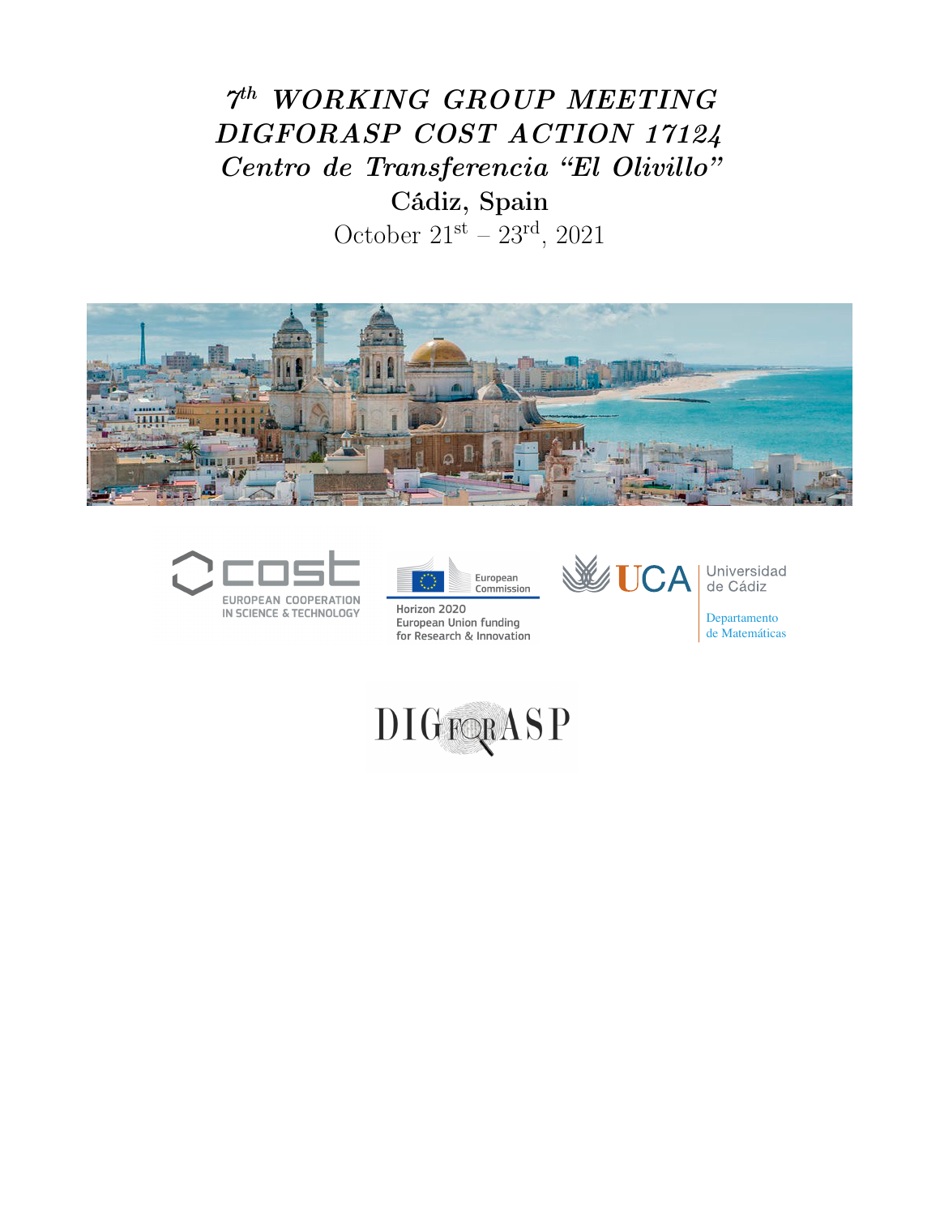# *7th WORKING GROUP MEETING DIGFORASP COST ACTION 17124*

## *Centro de Transferencia "El Olivillo"*

## Cádiz, Spain

October 21st – 23rd, 2021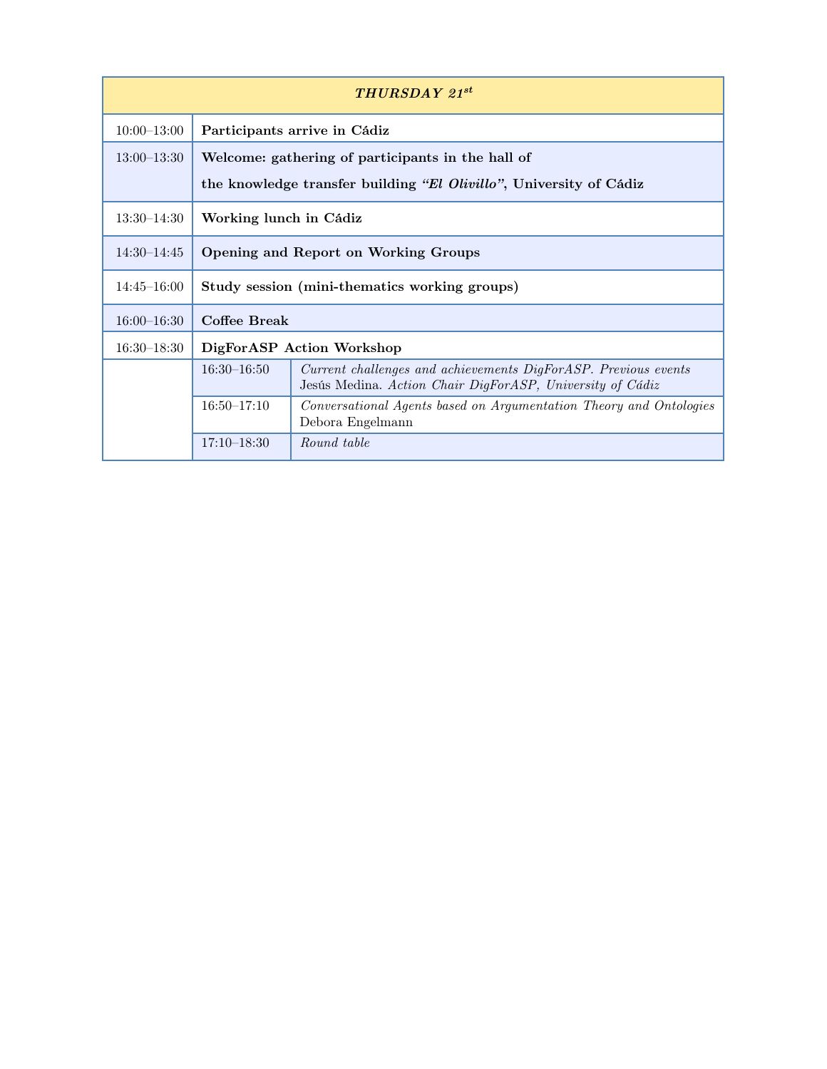| ***THURSDAY 21*** $^{st}$ | | |
|---|---|---|
| 10:00–13:00 | **Participants arrive in Cádiz** | |
| 13:00–13:30 | **Welcome: gathering of participants in the hall of the knowledge transfer building *“El Olivillo”*, University of Cádiz** | |
| 13:30–14:30 | **Working lunch in Cádiz** | |
| 14:30–14:45 | **Opening and Report on Working Groups** | |
| 14:45–16:00 | **Study session (mini-thematics working groups)** | |
| 16:00–16:30 | **Coffee Break** | |
| 16:30–18:30 | **DigForASP Action Workshop** | |
| | 16:30–16:50 | *Current challenges and achievements DigForASP. Previous events* Jesús Medina. *Action Chair DigForASP, University of Cádiz* |
| | 16:50–17:10 | *Conversational Agents based on Argumentation Theory and Ontologies* Debora Engelmann |
| | 17:10–18:30 | *Round table* |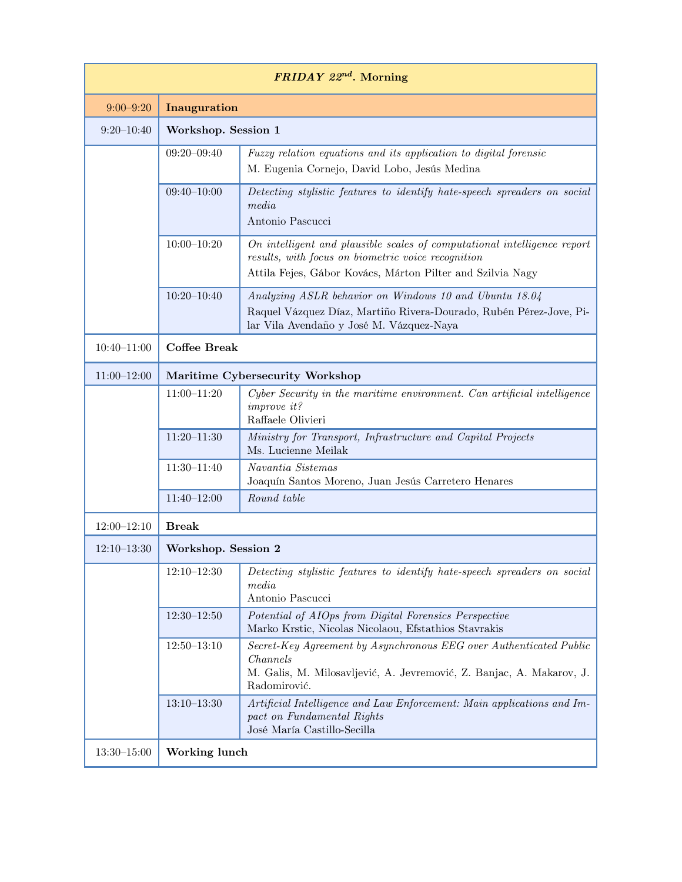| *FRIDAY 22$^{nd}$*. **Morning** | | |
|---|---|---|
| 9:00–9:20 | **Inauguration** | |
| 9:20–10:40 | **Workshop. Session 1** | |
| | 09:20–09:40 | *Fuzzy relation equations and its application to digital forensic*<br>M. Eugenia Cornejo, David Lobo, Jesús Medina |
| | 09:40–10:00 | *Detecting stylistic features to identify hate-speech spreaders on social media*<br>Antonio Pascucci |
| | 10:00–10:20 | *On intelligent and plausible scales of computational intelligence report results, with focus on biometric voice recognition*<br>Attila Fejes, Gábor Kovács, Márton Pilter and Szilvia Nagy |
| | 10:20–10:40 | *Analyzing ASLR behavior on Windows 10 and Ubuntu 18.04*<br>Raquel Vázquez Díaz, Martiño Rivera-Dourado, Rubén Pérez-Jove, Pilar Vila Avendaño y José M. Vázquez-Naya |
| 10:40–11:00 | **Coffee Break** | |
| 11:00–12:00 | **Maritime Cybersecurity Workshop** | |
| | 11:00–11:20 | *Cyber Security in the maritime environment. Can artificial intelligence improve it?*<br>Raffaele Olivieri |
| | 11:20–11:30 | *Ministry for Transport, Infrastructure and Capital Projects*<br>Ms. Lucienne Meilak |
| | 11:30–11:40 | *Navantia Sistemas*<br>Joaquín Santos Moreno, Juan Jesús Carretero Henares |
| | 11:40–12:00 | *Round table* |
| 12:00–12:10 | **Break** | |
| 12:10–13:30 | **Workshop. Session 2** | |
| | 12:10–12:30 | *Detecting stylistic features to identify hate-speech spreaders on social media*<br>Antonio Pascucci |
| | 12:30–12:50 | *Potential of AIOps from Digital Forensics Perspective*<br>Marko Krstic, Nicolas Nicolaou, Efstathios Stavrakis |
| | 12:50–13:10 | *Secret-Key Agreement by Asynchronous EEG over Authenticated Public Channels*<br>M. Galis, M. Milosavljević, A. Jevremović, Z. Banjac, A. Makarov, J. Radomirović. |
| | 13:10–13:30 | *Artificial Intelligence and Law Enforcement: Main applications and Impact on Fundamental Rights*<br>José María Castillo-Secilla |
| 13:30–15:00 | **Working lunch** | |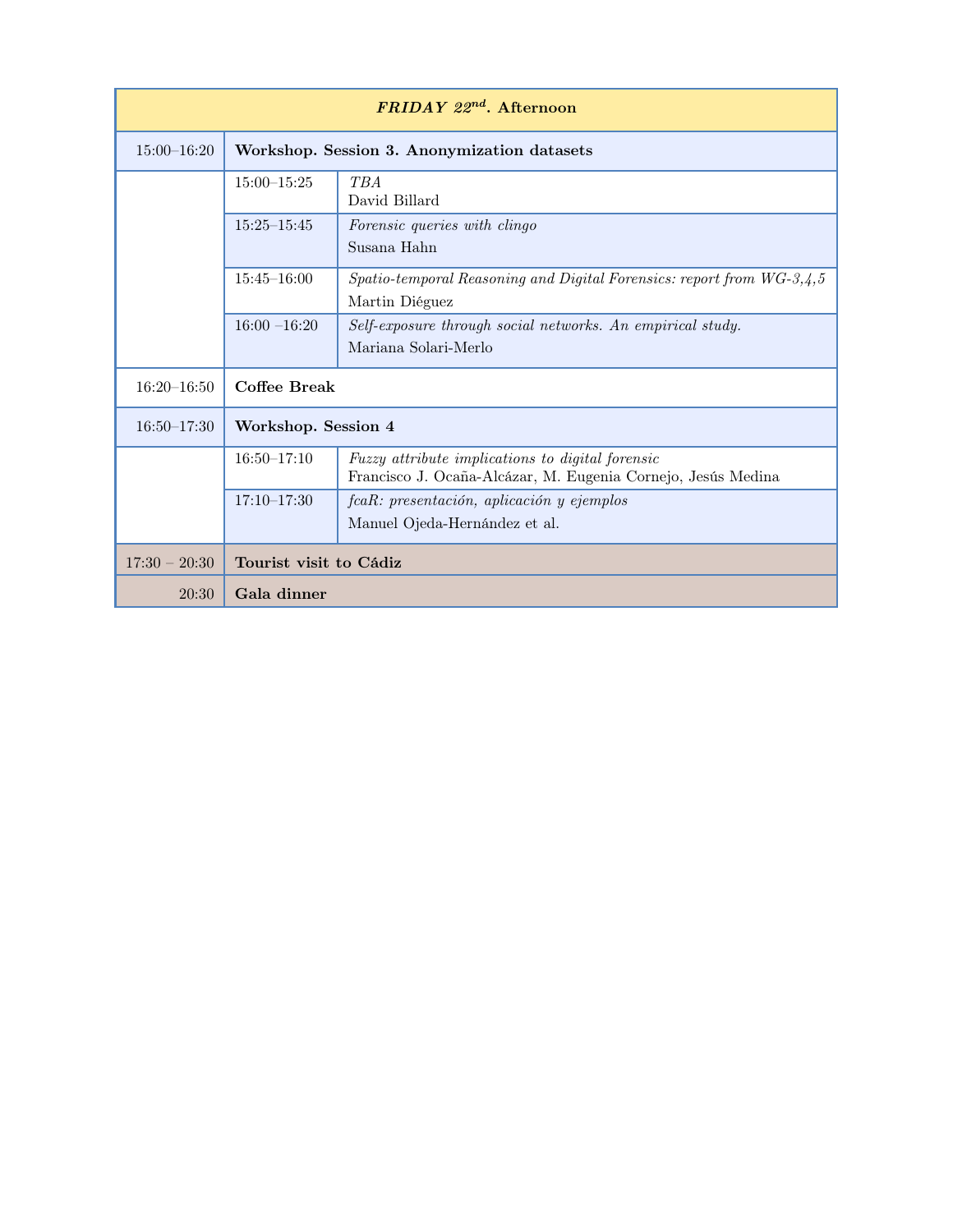| ***FRIDAY 22nd*. Afternoon** | | |
|---|---|---|
| 15:00–16:20 | **Workshop. Session 3. Anonymization datasets** | |
| | 15:00–15:25 | *TBA*<br>David Billard |
| | 15:25–15:45 | *Forensic queries with clingo*<br>Susana Hahn |
| | 15:45–16:00 | *Spatio-temporal Reasoning and Digital Forensics: report from WG-3,4,5*<br>Martin Diéguez |
| | 16:00 –16:20 | *Self-exposure through social networks. An empirical study.*<br>Mariana Solari-Merlo |
| 16:20–16:50 | **Coffee Break** | |
| 16:50–17:30 | **Workshop. Session 4** | |
| | 16:50–17:10 | *Fuzzy attribute implications to digital forensic*<br>Francisco J. Ocaña-Alcázar, M. Eugenia Cornejo, Jesús Medina |
| | 17:10–17:30 | *fcaR: presentación, aplicación y ejemplos*<br>Manuel Ojeda-Hernández et al. |
| 17:30 – 20:30 | **Tourist visit to Cádiz** | |
| 20:30 | **Gala dinner** | |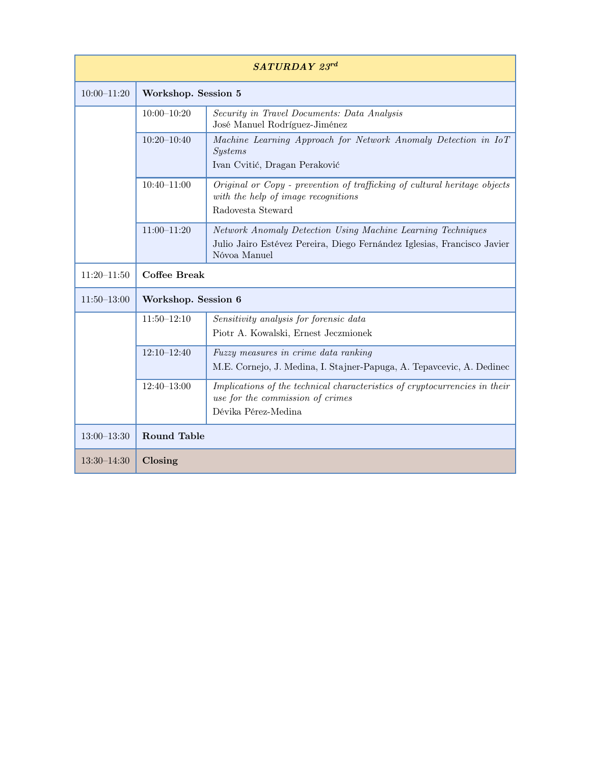| | | |
|---|---|---|
| ***SATURDAY 23rd*** | | |
| 10:00–11:20 | **Workshop. Session 5** | |
| | 10:00–10:20 | *Security in Travel Documents: Data Analysis*<br>José Manuel Rodríguez-Jiménez |
| | 10:20–10:40 | *Machine Learning Approach for Network Anomaly Detection in IoT Systems*<br>Ivan Cvitić, Dragan Peraković |
| | 10:40–11:00 | *Original or Copy - prevention of trafficking of cultural heritage objects with the help of image recognitions*<br>Radovesta Steward |
| | 11:00–11:20 | *Network Anomaly Detection Using Machine Learning Techniques*<br>Julio Jairo Estévez Pereira, Diego Fernández Iglesias, Francisco Javier Nóvoa Manuel |
| 11:20–11:50 | **Coffee Break** | |
| 11:50–13:00 | **Workshop. Session 6** | |
| | 11:50–12:10 | *Sensitivity analysis for forensic data*<br>Piotr A. Kowalski, Ernest Jeczmionek |
| | 12:10–12:40 | *Fuzzy measures in crime data ranking*<br>M.E. Cornejo, J. Medina, I. Stajner-Papuga, A. Tepavcevic, A. Dedinec |
| | 12:40–13:00 | *Implications of the technical characteristics of cryptocurrencies in their use for the commission of crimes*<br>Dévika Pérez-Medina |
| 13:00–13:30 | **Round Table** | |
| 13:30–14:30 | **Closing** | |